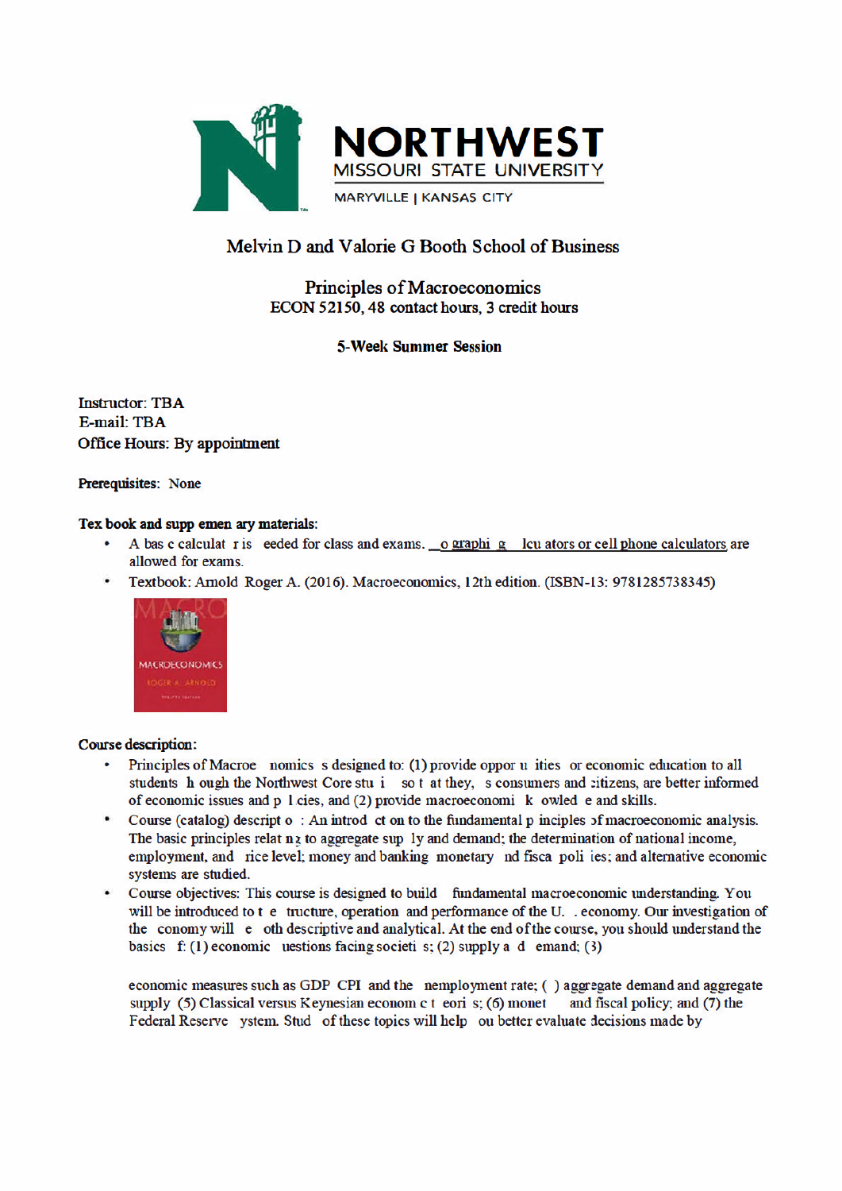NORTHWEST
MISSOURI STATE UNIVERSITY
MARYVILLE | KANSAS CITY

# Melvin D and Valorie G Booth School of Business

## Principles of Macroeconomics
## ECON 52150, 48 contact hours, 3 credit hours

**5-Week Summer Session**

Instructor: TBA
E-mail: TBA
**Office Hours: By appointment**

**Prerequisites:** None

**Tex book and supp emen ary materials:**

- A bas c calculat r is eeded for class and exams. o graphi g lcu ators or cell phone calculators are allowed for exams.
- Textbook: Arnold Roger A. (2016). Macroeconomics, 12th edition. (ISBN-13: 9781285738345)

**Course description:**

- Principles of Macroe nomics s designed to: (1) provide oppor u ities or economic education to all students h ough the Northwest Core stu i so t at they, s consumers and citizens, are better informed of economic issues and p l cies, and (2) provide macroeconomi k owled e and skills.
- Course (catalog) descript o : An introd ct on to the fundamental p inciples of macroeconomic analysis. The basic principles relat ng to aggregate sup ly and demand; the determination of national income, employment, and rice level; money and banking monetary nd fisca poli ies; and alternative economic systems are studied.
- Course objectives: This course is designed to build fundamental macroeconomic understanding. You will be introduced to t e tructure, operation and performance of the U. . economy. Our investigation of the conomy will e oth descriptive and analytical. At the end of the course, you should understand the basics f: (1) economic uestions facing societi s; (2) supply a d emand; (3)

  economic measures such as GDP CPI and the nemployment rate; ( ) aggregate demand and aggregate supply (5) Classical versus Keynesian econom c t eori s; (6) monet and fiscal policy; and (7) the Federal Reserve ystem. Stud of these topics will help ou better evaluate decisions made by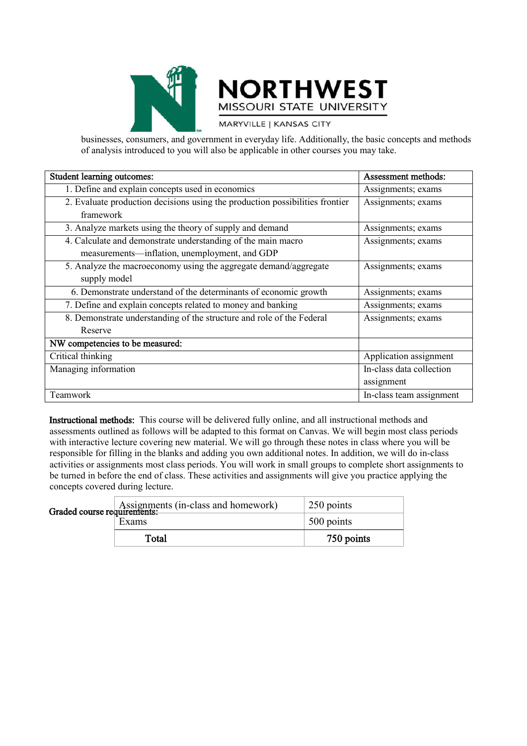businesses, consumers, and government in everyday life. Additionally, the basic concepts and methods of analysis introduced to you will also be applicable in other courses you may take.

| Student learning outcomes: | Assessment methods: |
| --- | --- |
| 1. Define and explain concepts used in economics | Assignments; exams |
| 2. Evaluate production decisions using the production possibilities frontier framework | Assignments; exams |
| 3. Analyze markets using the theory of supply and demand | Assignments; exams |
| 4. Calculate and demonstrate understanding of the main macro measurements—inflation, unemployment, and GDP | Assignments; exams |
| 5. Analyze the macroeconomy using the aggregate demand/aggregate supply model | Assignments; exams |
| 6. Demonstrate understand of the determinants of economic growth | Assignments; exams |
| 7. Define and explain concepts related to money and banking | Assignments; exams |
| 8. Demonstrate understanding of the structure and role of the Federal Reserve | Assignments; exams |
| **NW competencies to be measured:** | |
| Critical thinking | Application assignment |
| Managing information | In-class data collection assignment |
| Teamwork | In-class team assignment |

**Instructional methods:** This course will be delivered fully online, and all instructional methods and assessments outlined as follows will be adapted to this format on Canvas. We will begin most class periods with interactive lecture covering new material. We will go through these notes in class where you will be responsible for filling in the blanks and adding you own additional notes. In addition, we will do in-class activities or assignments most class periods. You will work in small groups to complete short assignments to be turned in before the end of class. These activities and assignments will give you practice applying the concepts covered during lecture.

**Graded course requirements:**

| | |
| --- | --- |
| Assignments (in-class and homework) | 250 points |
| Exams | 500 points |
| **Total** | **750 points** |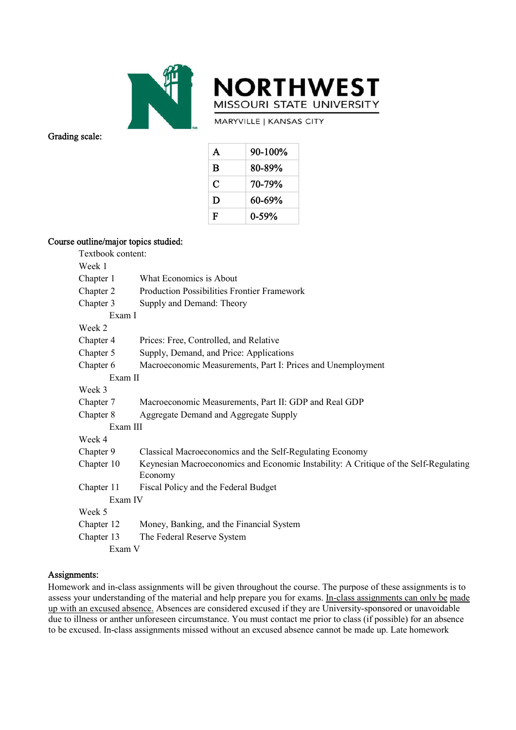**Grading scale:**

| A | 90-100% |
|---|---|
| B | 80-89% |
| C | 70-79% |
| D | 60-69% |
| F | 0-59% |

**Course outline/major topics studied:**

Textbook content:

Week 1

Chapter 1 What Economics is About

Chapter 2 Production Possibilities Frontier Framework

Chapter 3 Supply and Demand: Theory

Exam I

Week 2

Chapter 4 Prices: Free, Controlled, and Relative

Chapter 5 Supply, Demand, and Price: Applications

Chapter 6 Macroeconomic Measurements, Part I: Prices and Unemployment

Exam II

Week 3

Chapter 7 Macroeconomic Measurements, Part II: GDP and Real GDP

Chapter 8 Aggregate Demand and Aggregate Supply

Exam III

Week 4

Chapter 9 Classical Macroeconomics and the Self-Regulating Economy

Chapter 10 Keynesian Macroeconomics and Economic Instability: A Critique of the Self-Regulating Economy

Chapter 11 Fiscal Policy and the Federal Budget

Exam IV

Week 5

Chapter 12 Money, Banking, and the Financial System

Chapter 13 The Federal Reserve System

Exam V

**Assignments:**

Homework and in-class assignments will be given throughout the course. The purpose of these assignments is to assess your understanding of the material and help prepare you for exams. In-class assignments can only be made up with an excused absence. Absences are considered excused if they are University-sponsored or unavoidable due to illness or anther unforeseen circumstance. You must contact me prior to class (if possible) for an absence to be excused. In-class assignments missed without an excused absence cannot be made up. Late homework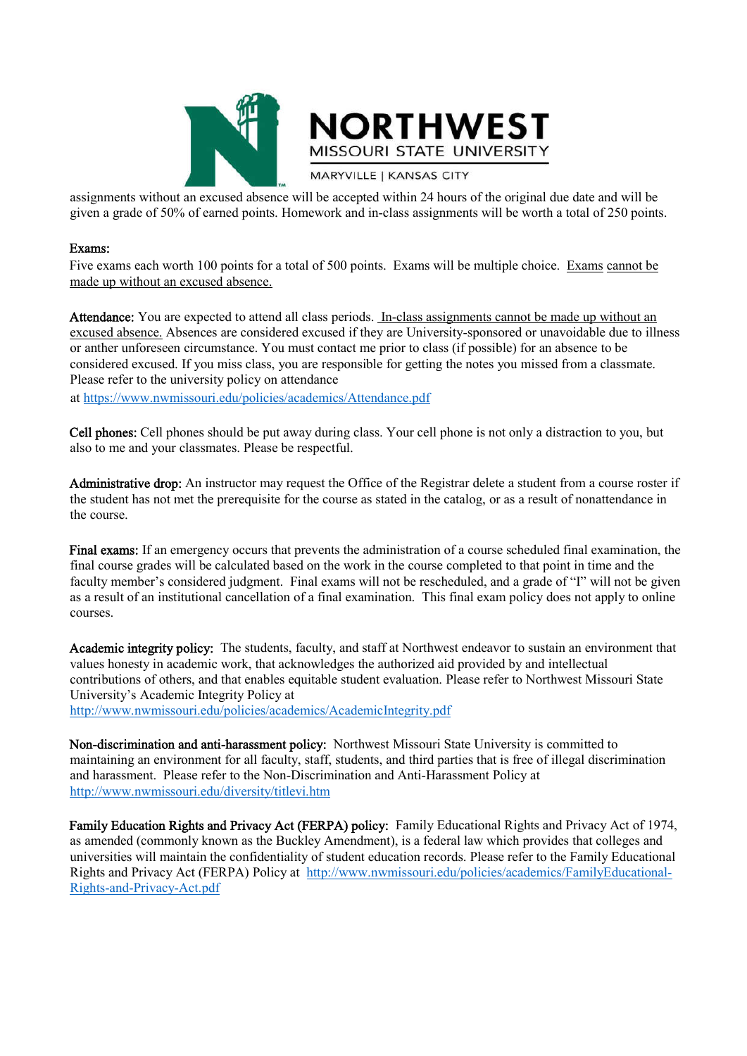assignments without an excused absence will be accepted within 24 hours of the original due date and will be given a grade of 50% of earned points. Homework and in-class assignments will be worth a total of 250 points.

**Exams:**
Five exams each worth 100 points for a total of 500 points. Exams will be multiple choice. Exams cannot be made up without an excused absence.

**Attendance:** You are expected to attend all class periods. In-class assignments cannot be made up without an excused absence. Absences are considered excused if they are University-sponsored or unavoidable due to illness or anther unforeseen circumstance. You must contact me prior to class (if possible) for an absence to be considered excused. If you miss class, you are responsible for getting the notes you missed from a classmate. Please refer to the university policy on attendance at https://www.nwmissouri.edu/policies/academics/Attendance.pdf

**Cell phones:** Cell phones should be put away during class. Your cell phone is not only a distraction to you, but also to me and your classmates. Please be respectful.

**Administrative drop:** An instructor may request the Office of the Registrar delete a student from a course roster if the student has not met the prerequisite for the course as stated in the catalog, or as a result of nonattendance in the course.

**Final exams:** If an emergency occurs that prevents the administration of a course scheduled final examination, the final course grades will be calculated based on the work in the course completed to that point in time and the faculty member's considered judgment. Final exams will not be rescheduled, and a grade of "I" will not be given as a result of an institutional cancellation of a final examination. This final exam policy does not apply to online courses.

**Academic integrity policy:** The students, faculty, and staff at Northwest endeavor to sustain an environment that values honesty in academic work, that acknowledges the authorized aid provided by and intellectual contributions of others, and that enables equitable student evaluation. Please refer to Northwest Missouri State University's Academic Integrity Policy at http://www.nwmissouri.edu/policies/academics/AcademicIntegrity.pdf

**Non-discrimination and anti-harassment policy:** Northwest Missouri State University is committed to maintaining an environment for all faculty, staff, students, and third parties that is free of illegal discrimination and harassment. Please refer to the Non-Discrimination and Anti-Harassment Policy at http://www.nwmissouri.edu/diversity/titlevi.htm

**Family Education Rights and Privacy Act (FERPA) policy:** Family Educational Rights and Privacy Act of 1974, as amended (commonly known as the Buckley Amendment), is a federal law which provides that colleges and universities will maintain the confidentiality of student education records. Please refer to the Family Educational Rights and Privacy Act (FERPA) Policy at http://www.nwmissouri.edu/policies/academics/FamilyEducational-Rights-and-Privacy-Act.pdf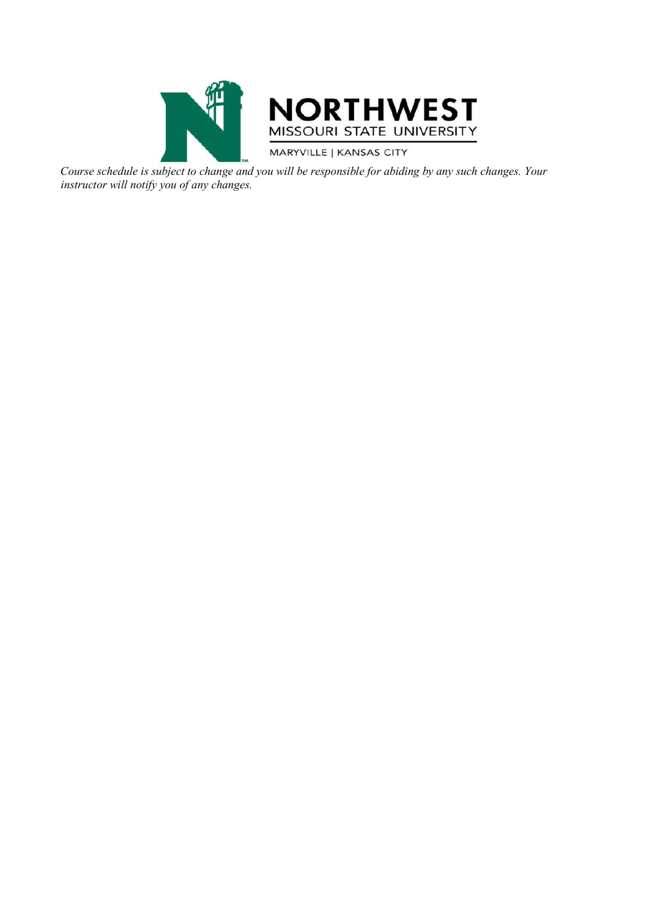*Course schedule is subject to change and you will be responsible for abiding by any such changes. Your instructor will notify you of any changes.*